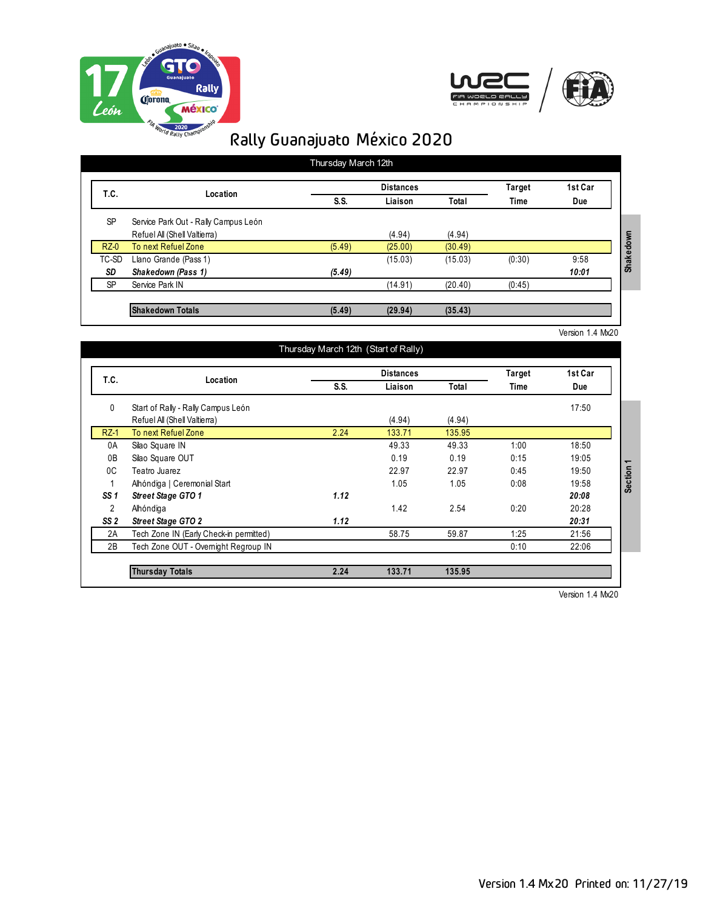# Rally Guanajuato México 2020

## Thursday March 12th

| T.C. | Location | S.S. | Liaison | Total | Target Time | 1st Car Due |
|---|---|---|---|---|---|---|
| | | **Distances** | | | | |
| SP | Service Park Out - Rally Campus León | | | | | |
| | Refuel All (Shell Valtierra) | | (4.94) | (4.94) | | |
| RZ-0 | To next Refuel Zone | (5.49) | (25.00) | (30.49) | | |
| TC-SD | Llano Grande (Pass 1) | | (15.03) | (15.03) | (0:30) | 9:58 |
| ***SD*** | ***Shakedown (Pass 1)*** | ***(5.49)*** | | | | ***10:01*** |
| SP | Service Park IN | | (14.91) | (20.40) | (0:45) | |
| | **Shakedown Totals** | **(5.49)** | **(29.94)** | **(35.43)** | | |

Shakedown

Version 1.4 Mx20

## Thursday March 12th (Start of Rally)

| T.C. | Location | S.S. | Liaison | Total | Target Time | 1st Car Due |
|---|---|---|---|---|---|---|
| | | **Distances** | | | | |
| 0 | Start of Rally - Rally Campus León | | | | | 17:50 |
| | Refuel All (Shell Valtierra) | | (4.94) | (4.94) | | |
| RZ-1 | To next Refuel Zone | 2.24 | 133.71 | 135.95 | | |
| 0A | Silao Square IN | | 49.33 | 49.33 | 1:00 | 18:50 |
| 0B | Silao Square OUT | | 0.19 | 0.19 | 0:15 | 19:05 |
| 0C | Teatro Juarez | | 22.97 | 22.97 | 0:45 | 19:50 |
| 1 | Alhóndiga \| Ceremonial Start | | 1.05 | 1.05 | 0:08 | 19:58 |
| ***SS 1*** | ***Street Stage GTO 1*** | ***1.12*** | | | | ***20:08*** |
| 2 | Alhóndiga | | 1.42 | 2.54 | 0:20 | 20:28 |
| ***SS 2*** | ***Street Stage GTO 2*** | ***1.12*** | | | | ***20:31*** |
| 2A | Tech Zone IN (Early Check-in permitted) | | 58.75 | 59.87 | 1:25 | 21:56 |
| 2B | Tech Zone OUT - Overnight Regroup IN | | | | 0:10 | 22:06 |
| | **Thursday Totals** | **2.24** | **133.71** | **135.95** | | |

Section 1

Version 1.4 Mx20

Version 1.4 Mx20 Printed on: 11/27/19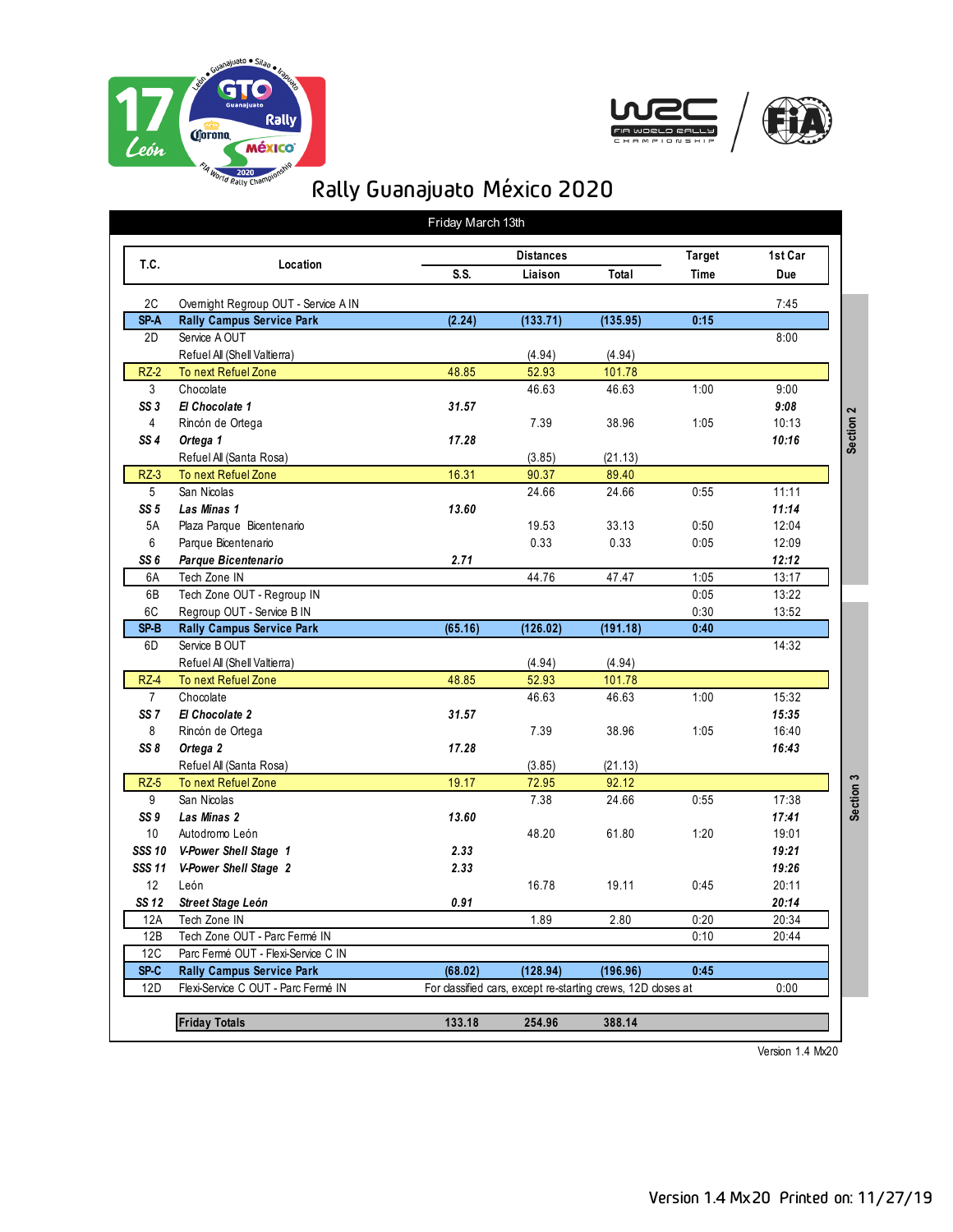# Rally Guanajuato México 2020

## Friday March 13th

| T.C. | Location | Distances S.S. | Distances Liaison | Distances Total | Target Time | 1st Car Due | Section |
|---|---|---|---|---|---|---|---|
| 2C | Overnight Regroup OUT - Service A IN | | | | | 7:45 | |
| **SP-A** | **Rally Campus Service Park** | **(2.24)** | **(133.71)** | **(135.95)** | **0:15** | | |
| 2D | Service A OUT | | | | | 8:00 | Section 2 |
| | Refuel All (Shell Valtierra) | | (4.94) | (4.94) | | | Section 2 |
| RZ-2 | To next Refuel Zone | 48.85 | 52.93 | 101.78 | | | Section 2 |
| 3 | Chocolate | | 46.63 | 46.63 | 1:00 | 9:00 | Section 2 |
| ***SS 3*** | ***El Chocolate 1*** | ***31.57*** | | | | ***9:08*** | Section 2 |
| 4 | Rincón de Ortega | | 7.39 | 38.96 | 1:05 | 10:13 | Section 2 |
| ***SS 4*** | ***Ortega 1*** | ***17.28*** | | | | ***10:16*** | Section 2 |
| | Refuel All (Santa Rosa) | | (3.85) | (21.13) | | | Section 2 |
| RZ-3 | To next Refuel Zone | 16.31 | 90.37 | 89.40 | | | Section 2 |
| 5 | San Nicolas | | 24.66 | 24.66 | 0:55 | 11:11 | Section 2 |
| ***SS 5*** | ***Las Minas 1*** | ***13.60*** | | | | ***11:14*** | Section 2 |
| 5A | Plaza Parque Bicentenario | | 19.53 | 33.13 | 0:50 | 12:04 | Section 2 |
| 6 | Parque Bicentenario | | 0.33 | 0.33 | 0:05 | 12:09 | Section 2 |
| ***SS 6*** | ***Parque Bicentenario*** | ***2.71*** | | | | ***12:12*** | Section 2 |
| 6A | Tech Zone IN | | 44.76 | 47.47 | 1:05 | 13:17 | Section 2 |
| 6B | Tech Zone OUT - Regroup IN | | | | 0:05 | 13:22 | |
| 6C | Regroup OUT - Service B IN | | | | 0:30 | 13:52 | |
| **SP-B** | **Rally Campus Service Park** | **(65.16)** | **(126.02)** | **(191.18)** | **0:40** | | |
| 6D | Service B OUT | | | | | 14:32 | Section 3 |
| | Refuel All (Shell Valtierra) | | (4.94) | (4.94) | | | Section 3 |
| RZ-4 | To next Refuel Zone | 48.85 | 52.93 | 101.78 | | | Section 3 |
| 7 | Chocolate | | 46.63 | 46.63 | 1:00 | 15:32 | Section 3 |
| ***SS 7*** | ***El Chocolate 2*** | ***31.57*** | | | | ***15:35*** | Section 3 |
| 8 | Rincón de Ortega | | 7.39 | 38.96 | 1:05 | 16:40 | Section 3 |
| ***SS 8*** | ***Ortega 2*** | ***17.28*** | | | | ***16:43*** | Section 3 |
| | Refuel All (Santa Rosa) | | (3.85) | (21.13) | | | Section 3 |
| RZ-5 | To next Refuel Zone | 19.17 | 72.95 | 92.12 | | | Section 3 |
| 9 | San Nicolas | | 7.38 | 24.66 | 0:55 | 17:38 | Section 3 |
| ***SS 9*** | ***Las Minas 2*** | ***13.60*** | | | | ***17:41*** | Section 3 |
| 10 | Autodromo León | | 48.20 | 61.80 | 1:20 | 19:01 | Section 3 |
| ***SSS 10*** | ***V-Power Shell Stage 1*** | ***2.33*** | | | | ***19:21*** | Section 3 |
| ***SSS 11*** | ***V-Power Shell Stage 2*** | ***2.33*** | | | | ***19:26*** | Section 3 |
| 12 | León | | 16.78 | 19.11 | 0:45 | 20:11 | Section 3 |
| ***SS 12*** | ***Street Stage León*** | ***0.91*** | | | | ***20:14*** | Section 3 |
| 12A | Tech Zone IN | | 1.89 | 2.80 | 0:20 | 20:34 | Section 3 |
| 12B | Tech Zone OUT - Parc Fermé IN | | | | 0:10 | 20:44 | Section 3 |
| 12C | Parc Fermé OUT - Flexi-Service C IN | | | | | | Section 3 |
| **SP-C** | **Rally Campus Service Park** | **(68.02)** | **(128.94)** | **(196.96)** | **0:45** | | Section 3 |
| 12D | Flexi-Service C OUT - Parc Fermé IN | For classified cars, except re-starting crews, 12D closes at | | | | 0:00 | Section 3 |
| | **Friday Totals** | **133.18** | **254.96** | **388.14** | | | |

Version 1.4 Mx20

Version 1.4 Mx20 Printed on: 11/27/19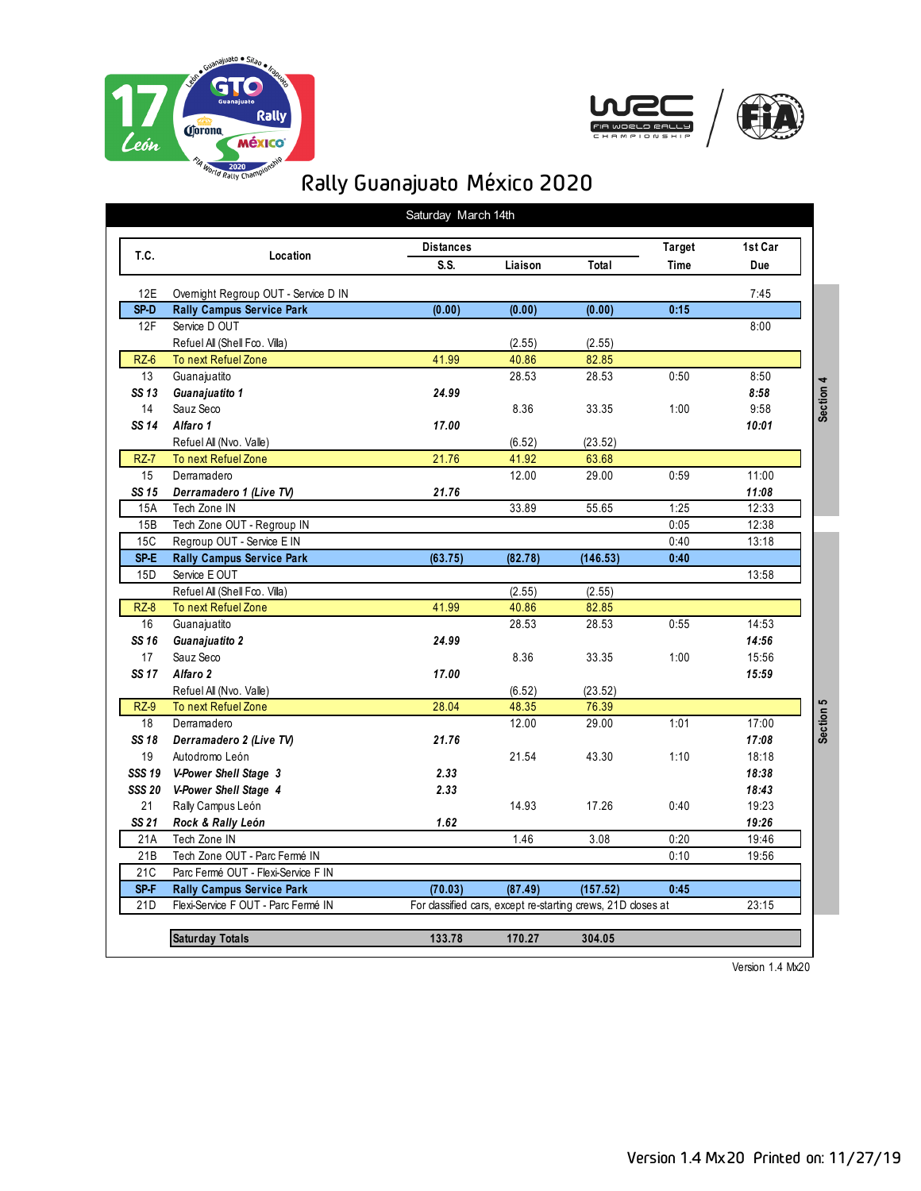# Rally Guanajuato México 2020

## Saturday March 14th

| T.C. | Location | Distances S.S. | Liaison | Total | Target Time | 1st Car Due |
|---|---|---|---|---|---|---|
| 12E | Overnight Regroup OUT - Service D IN | | | | | 7:45 |
| **SP-D** | **Rally Campus Service Park** | **(0.00)** | **(0.00)** | **(0.00)** | **0:15** | |
| 12F | Service D OUT | | | | | 8:00 |
| | Refuel All (Shell Fco. Villa) | | (2.55) | (2.55) | | |
| RZ-6 | To next Refuel Zone | 41.99 | 40.86 | 82.85 | | |
| 13 | Guanajuatito | | 28.53 | 28.53 | 0:50 | 8:50 |
| ***SS 13*** | ***Guanajuatito 1*** | ***24.99*** | | | | ***8:58*** |
| 14 | Sauz Seco | | 8.36 | 33.35 | 1:00 | 9:58 |
| ***SS 14*** | ***Alfaro 1*** | ***17.00*** | | | | ***10:01*** |
| | Refuel All (Nvo. Valle) | | (6.52) | (23.52) | | |
| RZ-7 | To next Refuel Zone | 21.76 | 41.92 | 63.68 | | |
| 15 | Derramadero | | 12.00 | 29.00 | 0:59 | 11:00 |
| ***SS 15*** | ***Derramadero 1 (Live TV)*** | ***21.76*** | | | | ***11:08*** |
| 15A | Tech Zone IN | | 33.89 | 55.65 | 1:25 | 12:33 |
| 15B | Tech Zone OUT - Regroup IN | | | | 0:05 | 12:38 |
| 15C | Regroup OUT - Service E IN | | | | 0:40 | 13:18 |
| **SP-E** | **Rally Campus Service Park** | **(63.75)** | **(82.78)** | **(146.53)** | **0:40** | |
| 15D | Service E OUT | | | | | 13:58 |
| | Refuel All (Shell Fco. Villa) | | (2.55) | (2.55) | | |
| RZ-8 | To next Refuel Zone | 41.99 | 40.86 | 82.85 | | |
| 16 | Guanajuatito | | 28.53 | 28.53 | 0:55 | 14:53 |
| ***SS 16*** | ***Guanajuatito 2*** | ***24.99*** | | | | ***14:56*** |
| 17 | Sauz Seco | | 8.36 | 33.35 | 1:00 | 15:56 |
| ***SS 17*** | ***Alfaro 2*** | ***17.00*** | | | | ***15:59*** |
| | Refuel All (Nvo. Valle) | | (6.52) | (23.52) | | |
| RZ-9 | To next Refuel Zone | 28.04 | 48.35 | 76.39 | | |
| 18 | Derramadero | | 12.00 | 29.00 | 1:01 | 17:00 |
| ***SS 18*** | ***Derramadero 2 (Live TV)*** | ***21.76*** | | | | ***17:08*** |
| 19 | Autodromo León | | 21.54 | 43.30 | 1:10 | 18:18 |
| ***SSS 19*** | ***V-Power Shell Stage 3*** | ***2.33*** | | | | ***18:38*** |
| ***SSS 20*** | ***V-Power Shell Stage 4*** | ***2.33*** | | | | ***18:43*** |
| 21 | Rally Campus León | | 14.93 | 17.26 | 0:40 | 19:23 |
| ***SS 21*** | ***Rock & Rally León*** | ***1.62*** | | | | ***19:26*** |
| 21A | Tech Zone IN | | 1.46 | 3.08 | 0:20 | 19:46 |
| 21B | Tech Zone OUT - Parc Fermé IN | | | | 0:10 | 19:56 |
| 21C | Parc Fermé OUT - Flexi-Service F IN | | | | | |
| **SP-F** | **Rally Campus Service Park** | **(70.03)** | **(87.49)** | **(157.52)** | **0:45** | |
| 21D | Flexi-Service F OUT - Parc Fermé IN | For classified cars, except re-starting crews, 21D closes at | | | | 23:15 |
| | **Saturday Totals** | **133.78** | **170.27** | **304.05** | | |

Section 4: TC 12E – 15C; Section 5: SP-E – 21D

Version 1.4 Mx20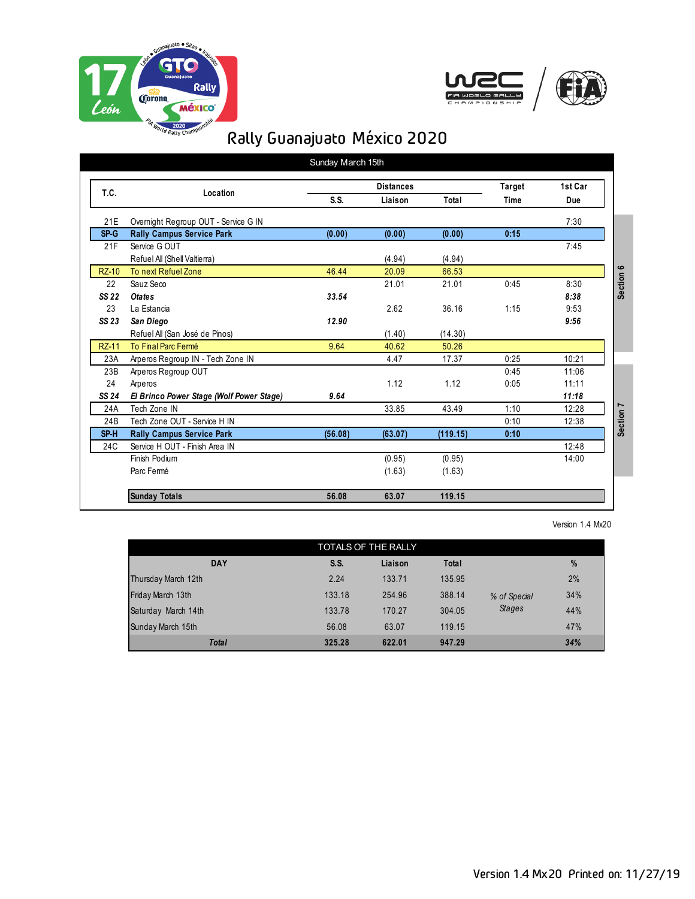# Rally Guanajuato México 2020

## Sunday March 15th

| T.C. | Location | S.S. | Liaison | Total | Target Time | 1st Car Due | |
|---|---|---|---|---|---|---|---|
| | | Distances | | | | | |
| 21E | Overnight Regroup OUT - Service G IN | | | | | 7:30 | Section 6 |
| SP-G | **Rally Campus Service Park** | **(0.00)** | **(0.00)** | **(0.00)** | **0:15** | | |
| 21F | Service G OUT | | | | | 7:45 | |
| | Refuel All (Shell Valtierra) | | (4.94) | (4.94) | | | |
| RZ-10 | To next Refuel Zone | 46.44 | 20.09 | 66.53 | | | |
| 22 | Sauz Seco | | 21.01 | 21.01 | 0:45 | 8:30 | |
| ***SS 22*** | ***Otates*** | ***33.54*** | | | | ***8:38*** | |
| 23 | La Estancia | | 2.62 | 36.16 | 1:15 | 9:53 | |
| ***SS 23*** | ***San Diego*** | ***12.90*** | | | | ***9:56*** | |
| | Refuel All (San José de Pinos) | | (1.40) | (14.30) | | | |
| RZ-11 | To Final Parc Fermé | 9.64 | 40.62 | 50.26 | | | |
| 23A | Arperos Regroup IN - Tech Zone IN | | 4.47 | 17.37 | 0:25 | 10:21 | Section 7 |
| 23B | Arperos Regroup OUT | | | | 0:45 | 11:06 | |
| 24 | Arperos | | 1.12 | 1.12 | 0:05 | 11:11 | |
| ***SS 24*** | ***El Brinco Power Stage (Wolf Power Stage)*** | ***9.64*** | | | | ***11:18*** | |
| 24A | Tech Zone IN | | 33.85 | 43.49 | 1:10 | 12:28 | |
| 24B | Tech Zone OUT - Service H IN | | | | 0:10 | 12:38 | |
| SP-H | **Rally Campus Service Park** | **(56.08)** | **(63.07)** | **(119.15)** | **0:10** | | |
| 24C | Service H OUT - Finish Area IN | | | | | 12:48 | |
| | Finish Podium | | (0.95) | (0.95) | | 14:00 | |
| | Parc Fermé | | (1.63) | (1.63) | | | |
| | **Sunday Totals** | **56.08** | **63.07** | **119.15** | | | |

Version 1.4 Mx20

## TOTALS OF THE RALLY

| DAY | S.S. | Liaison | Total | | % |
|---|---|---|---|---|---|
| Thursday March 12th | 2.24 | 133.71 | 135.95 | | 2% |
| Friday March 13th | 133.18 | 254.96 | 388.14 | *% of Special Stages* | 34% |
| Saturday March 14th | 133.78 | 170.27 | 304.05 | | 44% |
| Sunday March 15th | 56.08 | 63.07 | 119.15 | | 47% |
| ***Total*** | **325.28** | **622.01** | **947.29** | | ***34%*** |